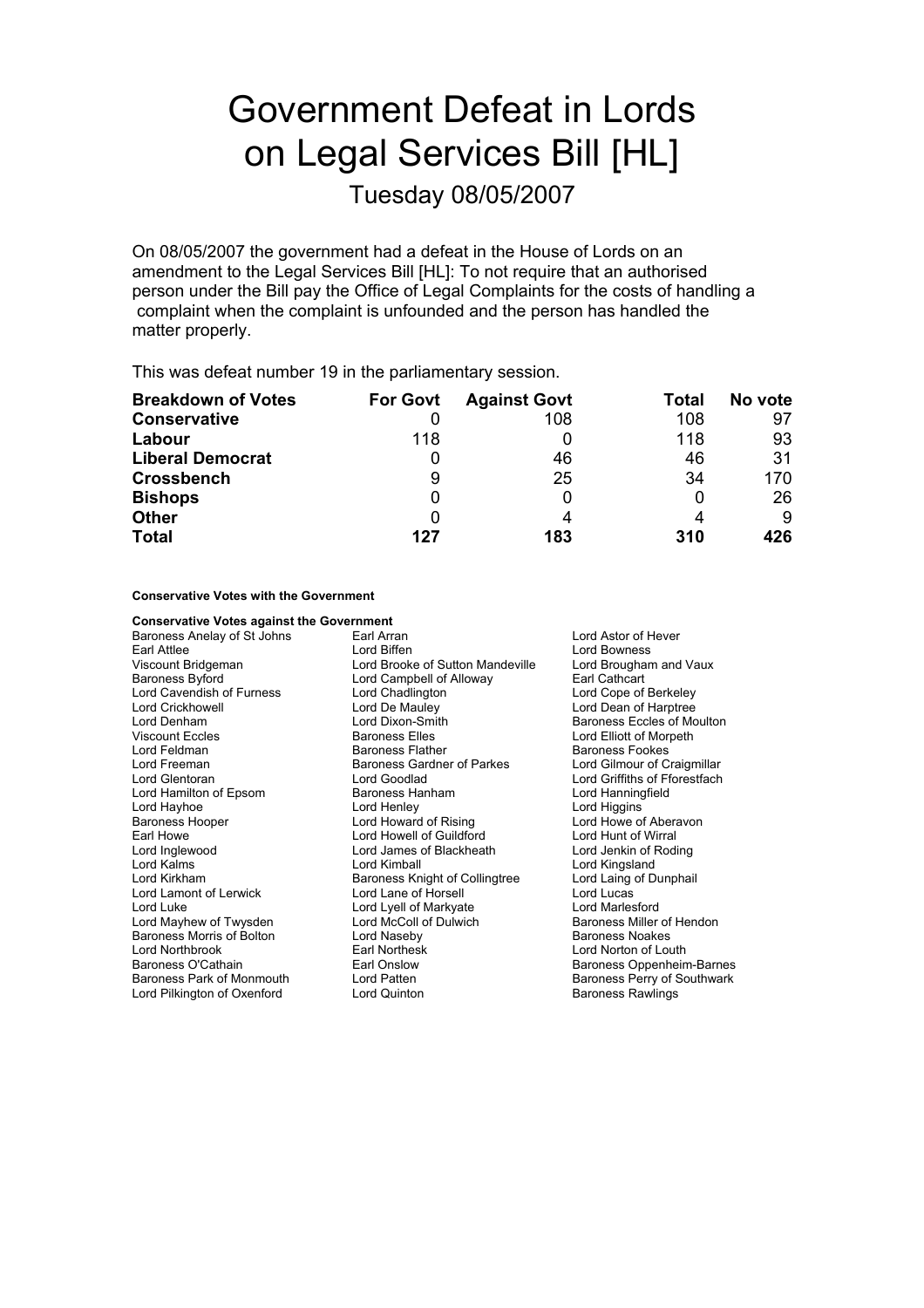# Government Defeat in Lords on Legal Services Bill [HL]

## Tuesday 08/05/2007

On 08/05/2007 the government had a defeat in the House of Lords on an amendment to the Legal Services Bill [HL]: To not require that an authorised person under the Bill pay the Office of Legal Complaints for the costs of handling a complaint when the complaint is unfounded and the person has handled the matter properly.

This was defeat number 19 in the parliamentary session.

| Breakdown of Votes | For Govt | Against Govt | Total | No vote |
|---|---|---|---|---|
| **Conservative** | 0 | 108 | 108 | 97 |
| **Labour** | 118 | 0 | 118 | 93 |
| **Liberal Democrat** | 0 | 46 | 46 | 31 |
| **Crossbench** | 9 | 25 | 34 | 170 |
| **Bishops** | 0 | 0 | 0 | 26 |
| **Other** | 0 | 4 | 4 | 9 |
| **Total** | **127** | **183** | **310** | **426** |

#### Conservative Votes with the Government

#### Conservative Votes against the Government

Baroness Anelay of St Johns
Earl Arran
Lord Astor of Hever
Earl Attlee
Lord Biffen
Lord Bowness
Viscount Bridgeman
Lord Brooke of Sutton Mandeville
Lord Brougham and Vaux
Baroness Byford
Lord Campbell of Alloway
Earl Cathcart
Lord Cavendish of Furness
Lord Chadlington
Lord Cope of Berkeley
Lord Crickhowell
Lord De Mauley
Lord Dean of Harptree
Lord Denham
Lord Dixon-Smith
Baroness Eccles of Moulton
Viscount Eccles
Baroness Elles
Lord Elliott of Morpeth
Lord Feldman
Baroness Flather
Baroness Fookes
Lord Freeman
Baroness Gardner of Parkes
Lord Gilmour of Craigmillar
Lord Glentoran
Lord Goodlad
Lord Griffiths of Fforestfach
Lord Hamilton of Epsom
Baroness Hanham
Lord Hanningfield
Lord Hayhoe
Lord Henley
Lord Higgins
Baroness Hooper
Lord Howard of Rising
Lord Howe of Aberavon
Earl Howe
Lord Howell of Guildford
Lord Hunt of Wirral
Lord Inglewood
Lord James of Blackheath
Lord Jenkin of Roding
Lord Kalms
Lord Kimball
Lord Kingsland
Lord Kirkham
Baroness Knight of Collingtree
Lord Laing of Dunphail
Lord Lamont of Lerwick
Lord Lane of Horsell
Lord Lucas
Lord Luke
Lord Lyell of Markyate
Lord Marlesford
Lord Mayhew of Twysden
Lord McColl of Dulwich
Baroness Miller of Hendon
Baroness Morris of Bolton
Lord Naseby
Baroness Noakes
Lord Northbrook
Earl Northesk
Lord Norton of Louth
Baroness O'Cathain
Earl Onslow
Baroness Oppenheim-Barnes
Baroness Park of Monmouth
Lord Patten
Baroness Perry of Southwark
Lord Pilkington of Oxenford
Lord Quinton
Baroness Rawlings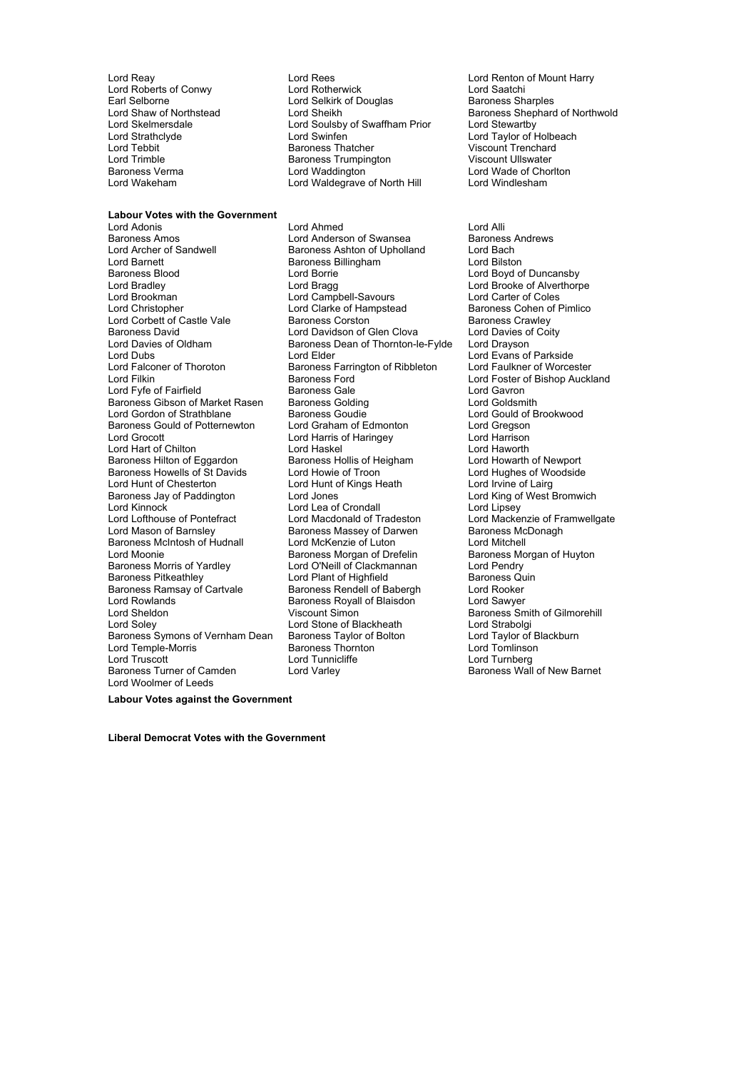Lord Reay
Lord Rees
Lord Renton of Mount Harry
Lord Roberts of Conwy
Lord Rotherwick
Lord Saatchi
Earl Selborne
Lord Selkirk of Douglas
Baroness Sharples
Lord Shaw of Northstead
Lord Sheikh
Baroness Shephard of Northwold
Lord Skelmersdale
Lord Soulsby of Swaffham Prior
Lord Stewartby
Lord Strathclyde
Lord Swinfen
Lord Taylor of Holbeach
Lord Tebbit
Baroness Thatcher
Viscount Trenchard
Lord Trimble
Baroness Trumpington
Viscount Ullswater
Baroness Verma
Lord Waddington
Lord Wade of Chorlton
Lord Wakeham
Lord Waldegrave of North Hill
Lord Windlesham

**Labour Votes with the Government**

Lord Adonis
Lord Ahmed
Lord Alli
Baroness Amos
Lord Anderson of Swansea
Baroness Andrews
Lord Archer of Sandwell
Baroness Ashton of Upholland
Lord Bach
Lord Barnett
Baroness Billingham
Lord Bilston
Baroness Blood
Lord Borrie
Lord Boyd of Duncansby
Lord Bradley
Lord Bragg
Lord Brooke of Alverthorpe
Lord Brookman
Lord Campbell-Savours
Lord Carter of Coles
Lord Christopher
Lord Clarke of Hampstead
Baroness Cohen of Pimlico
Lord Corbett of Castle Vale
Baroness Corston
Baroness Crawley
Baroness David
Lord Davidson of Glen Clova
Lord Davies of Coity
Lord Davies of Oldham
Baroness Dean of Thornton-le-Fylde
Lord Drayson
Lord Dubs
Lord Elder
Lord Evans of Parkside
Lord Falconer of Thoroton
Baroness Farrington of Ribbleton
Lord Faulkner of Worcester
Lord Filkin
Baroness Ford
Lord Foster of Bishop Auckland
Lord Fyfe of Fairfield
Baroness Gale
Lord Gavron
Baroness Gibson of Market Rasen
Baroness Golding
Lord Goldsmith
Lord Gordon of Strathblane
Baroness Goudie
Lord Gould of Brookwood
Baroness Gould of Potternewton
Lord Graham of Edmonton
Lord Gregson
Lord Grocott
Lord Harris of Haringey
Lord Harrison
Lord Hart of Chilton
Lord Haskel
Lord Haworth
Baroness Hilton of Eggardon
Baroness Hollis of Heigham
Lord Howarth of Newport
Baroness Howells of St Davids
Lord Howie of Troon
Lord Hughes of Woodside
Lord Hunt of Chesterton
Lord Hunt of Kings Heath
Lord Irvine of Lairg
Baroness Jay of Paddington
Lord Jones
Lord King of West Bromwich
Lord Kinnock
Lord Lea of Crondall
Lord Lipsey
Lord Lofthouse of Pontefract
Lord Macdonald of Tradeston
Lord Mackenzie of Framwellgate
Lord Mason of Barnsley
Baroness Massey of Darwen
Baroness McDonagh
Baroness McIntosh of Hudnall
Lord McKenzie of Luton
Lord Mitchell
Lord Moonie
Baroness Morgan of Drefelin
Baroness Morgan of Huyton
Baroness Morris of Yardley
Lord O'Neill of Clackmannan
Lord Pendry
Baroness Pitkeathley
Lord Plant of Highfield
Baroness Quin
Baroness Ramsay of Cartvale
Baroness Rendell of Babergh
Lord Rooker
Lord Rowlands
Baroness Royall of Blaisdon
Lord Sawyer
Lord Sheldon
Viscount Simon
Baroness Smith of Gilmorehill
Lord Soley
Lord Stone of Blackheath
Lord Strabolgi
Baroness Symons of Vernham Dean
Baroness Taylor of Bolton
Lord Taylor of Blackburn
Lord Temple-Morris
Baroness Thornton
Lord Tomlinson
Lord Truscott
Lord Tunnicliffe
Lord Turnberg
Baroness Turner of Camden
Lord Varley
Baroness Wall of New Barnet
Lord Woolmer of Leeds

**Labour Votes against the Government**

**Liberal Democrat Votes with the Government**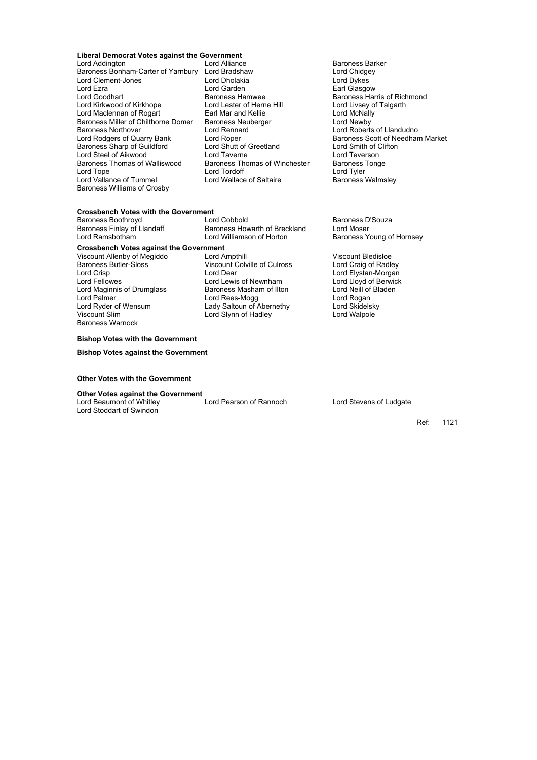**Liberal Democrat Votes against the Government**

Lord Addington
Lord Alliance
Baroness Barker
Baroness Bonham-Carter of Yarnbury
Lord Bradshaw
Lord Chidgey
Lord Clement-Jones
Lord Dholakia
Lord Dykes
Lord Ezra
Lord Garden
Earl Glasgow
Lord Goodhart
Baroness Hamwee
Baroness Harris of Richmond
Lord Kirkwood of Kirkhope
Lord Lester of Herne Hill
Lord Livsey of Talgarth
Lord Maclennan of Rogart
Earl Mar and Kellie
Lord McNally
Baroness Miller of Chilthorne Domer
Baroness Neuberger
Lord Newby
Baroness Northover
Lord Rennard
Lord Roberts of Llandudno
Lord Rodgers of Quarry Bank
Lord Roper
Baroness Scott of Needham Market
Baroness Sharp of Guildford
Lord Shutt of Greetland
Lord Smith of Clifton
Lord Steel of Aikwood
Lord Taverne
Lord Teverson
Baroness Thomas of Walliswood
Baroness Thomas of Winchester
Baroness Tonge
Lord Tope
Lord Tordoff
Lord Tyler
Lord Vallance of Tummel
Lord Wallace of Saltaire
Baroness Walmsley
Baroness Williams of Crosby

**Crossbench Votes with the Government**

Baroness Boothroyd
Lord Cobbold
Baroness D'Souza
Baroness Finlay of Llandaff
Baroness Howarth of Breckland
Lord Moser
Lord Ramsbotham
Lord Williamson of Horton
Baroness Young of Hornsey

**Crossbench Votes against the Government**

Viscount Allenby of Megiddo
Lord Ampthill
Viscount Bledisloe
Baroness Butler-Sloss
Viscount Colville of Culross
Lord Craig of Radley
Lord Crisp
Lord Dear
Lord Elystan-Morgan
Lord Fellowes
Lord Lewis of Newnham
Lord Lloyd of Berwick
Lord Maginnis of Drumglass
Baroness Masham of Ilton
Lord Neill of Bladen
Lord Palmer
Lord Rees-Mogg
Lord Rogan
Lord Ryder of Wensum
Lady Saltoun of Abernethy
Lord Skidelsky
Viscount Slim
Lord Slynn of Hadley
Lord Walpole
Baroness Warnock

**Bishop Votes with the Government**

**Bishop Votes against the Government**

**Other Votes with the Government**

**Other Votes against the Government**

Lord Beaumont of Whitley
Lord Pearson of Rannoch
Lord Stevens of Ludgate
Lord Stoddart of Swindon

Ref: 1121